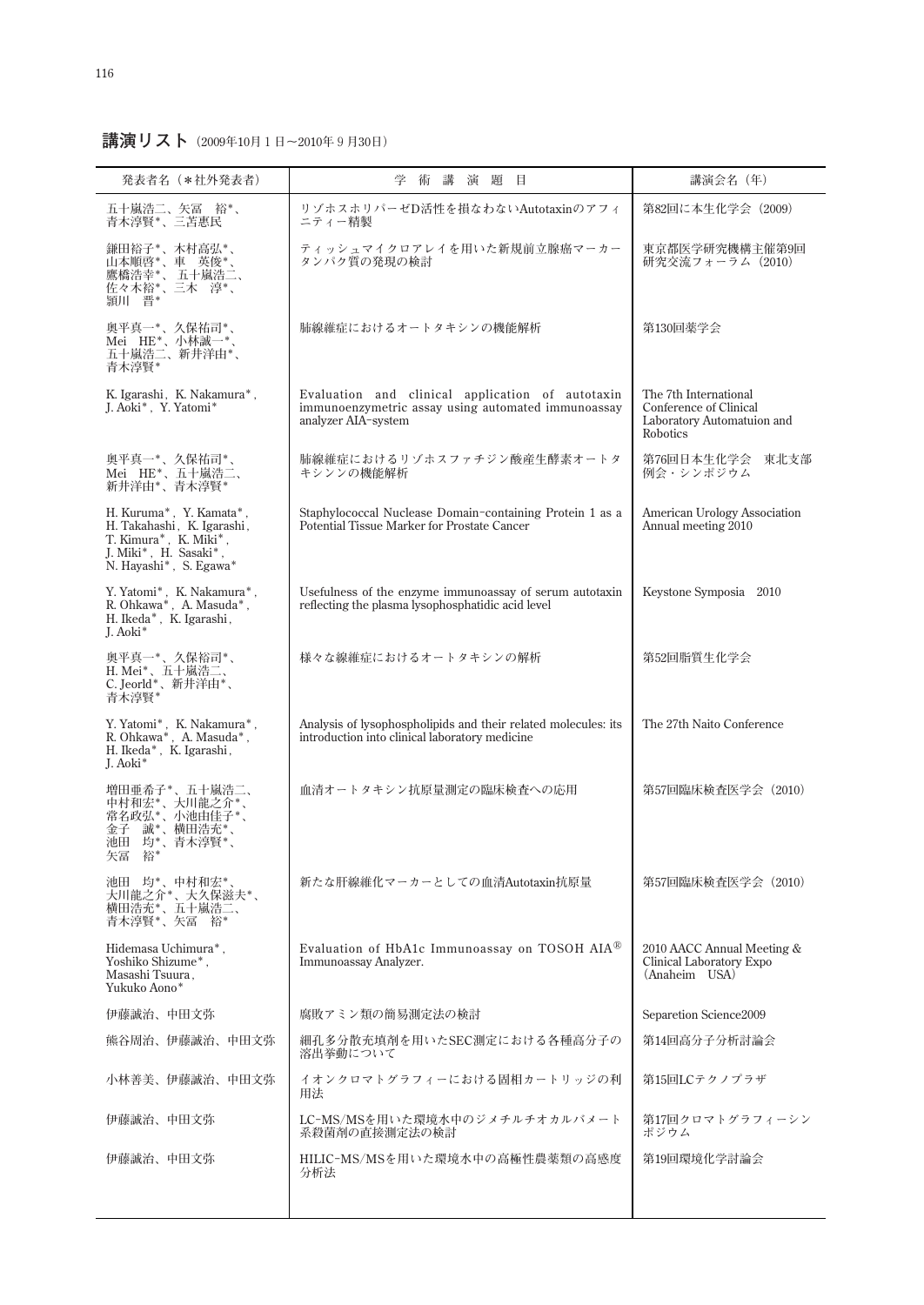## 講演リスト（2009年10月1日〜2010年9月30日）

| 発表者名（＊社外発表者） | 学術講演題目 | 講演会名（年） |
|---|---|---|
| 五十嵐浩二、矢冨　裕*、青木淳賢*、三苫恵民 | リゾホスホリパーゼD活性を損なわないAutotaxinのアフィニティー精製 | 第82回に本生化学会（2009） |
| 鎌田裕子*、木村高弘*、山本順啓*、車　英俊*、鷹橋浩幸*、五十嵐浩二、佐々木裕*、三木　淳*、頴川　晋* | ティッシュマイクロアレイを用いた新規前立腺癌マーカータンパク質の発現の検討 | 東京都医学研究機構主催第9回研究交流フォーラム（2010） |
| 奥平真一*、久保祐司*、Mei　HE*、小林誠一*、五十嵐浩二、新井洋由*、青木淳賢* | 肺線維症におけるオートタキシンの機能解析 | 第130回薬学会 |
| K. Igarashi, K. Nakamura*, J. Aoki*, Y. Yatomi* | Evaluation and clinical application of autotaxin immunoenzymetric assay using automated immunoassay analyzer AIA-system | The 7th International Conference of Clinical Laboratory Automatuion and Robotics |
| 奥平真一*、久保祐司*、Mei　HE*、五十嵐浩二、新井洋由*、青木淳賢* | 肺線維症におけるリゾホスファチジン酸産生酵素オートタキシンの機能解析 | 第76回日本生化学会　東北支部例会・シンポジウム |
| H. Kuruma*, Y. Kamata*, H. Takahashi, K. Igarashi, T. Kimura*, K. Miki*, J. Miki*, H. Sasaki*, N. Hayashi*, S. Egawa* | Staphylococcal Nuclease Domain-containing Protein 1 as a Potential Tissue Marker for Prostate Cancer | American Urology Association Annual meeting 2010 |
| Y. Yatomi*, K. Nakamura*, R. Ohkawa*, A. Masuda*, H. Ikeda*, K. Igarashi, J. Aoki* | Usefulness of the enzyme immunoassay of serum autotaxin reflecting the plasma lysophosphatidic acid level | Keystone Symposia　2010 |
| 奥平真一*、久保裕司*、H. Mei*、五十嵐浩二、C. Jeorld*、新井洋由*、青木淳賢* | 様々な線維症におけるオートタキシンの解析 | 第52回脂質生化学会 |
| Y. Yatomi*, K. Nakamura*, R. Ohkawa*, A. Masuda*, H. Ikeda*, K. Igarashi, J. Aoki* | Analysis of lysophospholipids and their related molecules: its introduction into clinical laboratory medicine | The 27th Naito Conference |
| 増田亜希子*、五十嵐浩二、中村和宏*、大川龍之介*、常名政弘*、小池由佳子*、金子　誠*、横田浩充*、池田　均*、青木淳賢*、矢冨　裕* | 血清オートタキシン抗原量測定の臨床検査への応用 | 第57回臨床検査医学会（2010） |
| 池田　均*、中村和宏*、大川龍之介*、大久保滋夫*、横田浩充*、五十嵐浩二、青木淳賢*、矢冨　裕* | 新たな肝線維化マーカーとしての血清Autotaxin抗原量 | 第57回臨床検査医学会（2010） |
| Hidemasa Uchimura*, Yoshiko Shizume*, Masashi Tsuura, Yukuko Aono* | Evaluation of HbA1c Immunoassay on TOSOH AIA® Immunoassay Analyzer. | 2010 AACC Annual Meeting & Clinical Laboratory Expo (Anaheim　USA) |
| 伊藤誠治、中田文弥 | 腐敗アミン類の簡易測定法の検討 | Separetion Science2009 |
| 熊谷周治、伊藤誠治、中田文弥 | 細孔多分散充填剤を用いたSEC測定における各種高分子の溶出挙動について | 第14回高分子分析討論会 |
| 小林善美、伊藤誠治、中田文弥 | イオンクロマトグラフィーにおける固相カートリッジの利用法 | 第15回LCテクノプラザ |
| 伊藤誠治、中田文弥 | LC-MS/MSを用いた環境水中のジメチルチオカルバメート系殺菌剤の直接測定法の検討 | 第17回クロマトグラフィーシンポジウム |
| 伊藤誠治、中田文弥 | HILIC-MS/MSを用いた環境水中の高極性農薬類の高感度分析法 | 第19回環境化学討論会 |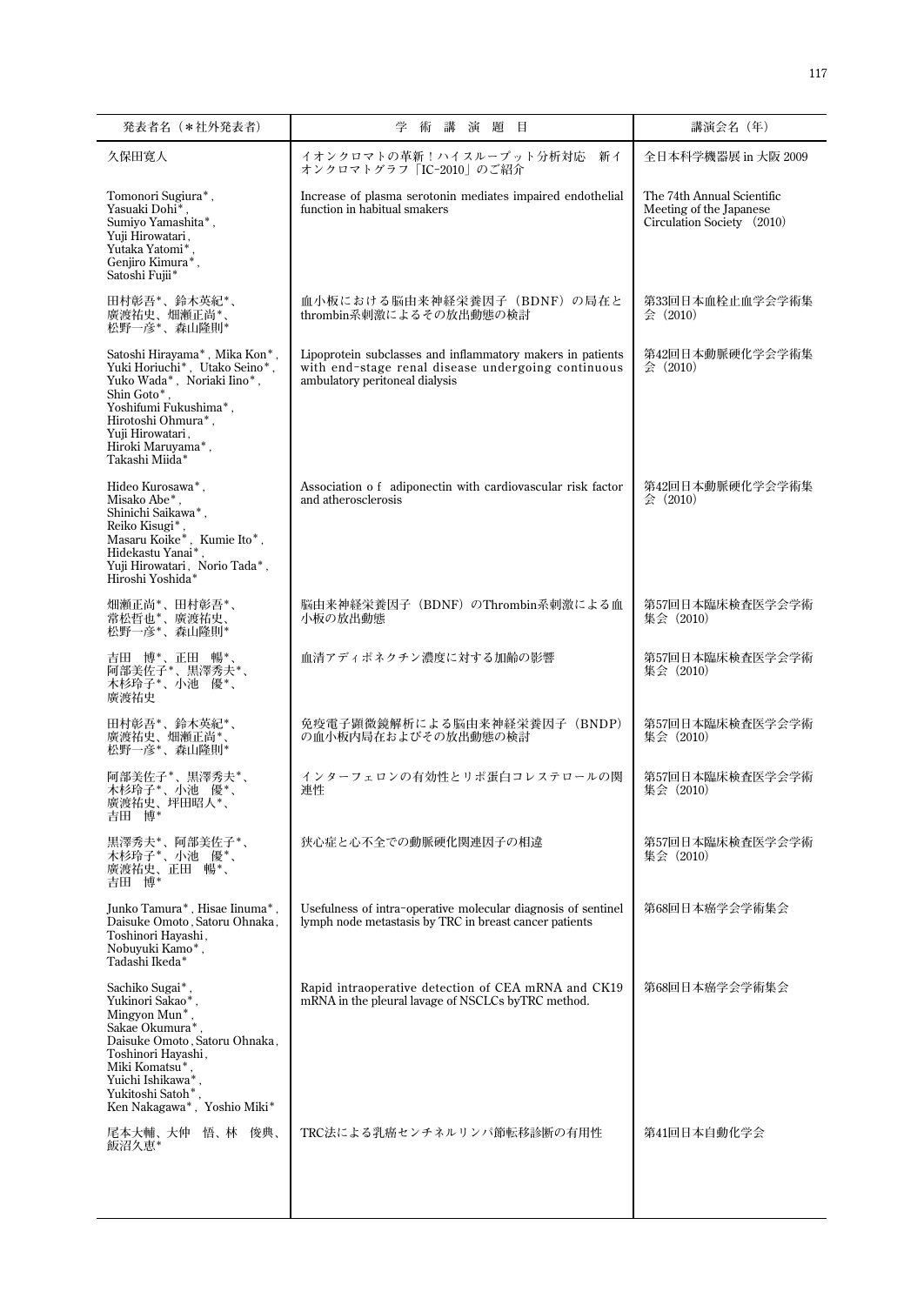| 発表者名（＊社外発表者） | 学術講演題目 | 講演会名（年） |
|---|---|---|
| 久保田寛人 | イオンクロマトの革新！ハイスループット分析対応　新イオンクロマトグラフ「IC-2010」のご紹介 | 全日本科学機器展 in 大阪 2009 |
| Tomonori Sugiura*, Yasuaki Dohi*, Sumiyo Yamashita*, Yuji Hirowatari, Yutaka Yatomi*, Genjiro Kimura*, Satoshi Fujii* | Increase of plasma serotonin mediates impaired endothelial function in habitual smakers | The 74th Annual Scientific Meeting of the Japanese Circulation Society (2010) |
| 田村彰吾*、鈴木英紀*、廣渡祐史、畑瀬正尚*、松野一彦*、森山隆則* | 血小板における脳由来神経栄養因子（BDNF）の局在とthrombin系刺激によるその放出動態の検討 | 第33回日本血栓止血学会学術集会（2010） |
| Satoshi Hirayama*, Mika Kon*, Yuki Horiuchi*, Utako Seino*, Yuko Wada*, Noriaki Iino*, Shin Goto*, Yoshifumi Fukushima*, Hirotoshi Ohmura*, Yuji Hirowatari, Hiroki Maruyama*, Takashi Miida* | Lipoprotein subclasses and inflammatory makers in patients with end-stage renal disease undergoing continuous ambulatory peritoneal dialysis | 第42回日本動脈硬化学会学術集会（2010） |
| Hideo Kurosawa*, Misako Abe*, Shinichi Saikawa*, Reiko Kisugi*, Masaru Koike*, Kumie Ito*, Hidekastu Yanai*, Yuji Hirowatari, Norio Tada*, Hiroshi Yoshida* | Association o f adiponectin with cardiovascular risk factor and atherosclerosis | 第42回日本動脈硬化学会学術集会（2010） |
| 畑瀬正尚*、田村彰吾*、常松哲也*、廣渡祐史、松野一彦*、森山隆則* | 脳由来神経栄養因子（BDNF）のThrombin系刺激による血小板の放出動態 | 第57回日本臨床検査医学会学術集会（2010） |
| 吉田　博*、正田　暢*、阿部美佐子*、黒澤秀夫*、木杉玲子*、小池　優*、廣渡祐史 | 血清アディポネクチン濃度に対する加齢の影響 | 第57回日本臨床検査医学会学術集会（2010） |
| 田村彰吾*、鈴木英紀*、廣渡祐史、畑瀬正尚*、松野一彦*、森山隆則* | 免疫電子顕微鏡解析による脳由来神経栄養因子（BNDP）の血小板内局在およびその放出動態の検討 | 第57回日本臨床検査医学会学術集会（2010） |
| 阿部美佐子*、黒澤秀夫*、木杉玲子*、小池　優*、廣渡祐史、坪田昭人*、吉田　博* | インターフェロンの有効性とリポ蛋白コレステロールの関連性 | 第57回日本臨床検査医学会学術集会（2010） |
| 黒澤秀夫*、阿部美佐子*、木杉玲子*、小池　優*、廣渡祐史、正田　暢*、吉田　博* | 狭心症と心不全での動脈硬化関連因子の相違 | 第57回日本臨床検査医学会学術集会（2010） |
| Junko Tamura*, Hisae Iinuma*, Daisuke Omoto, Satoru Ohnaka, Toshinori Hayashi, Nobuyuki Kamo*, Tadashi Ikeda* | Usefulness of intra-operative molecular diagnosis of sentinel lymph node metastasis by TRC in breast cancer patients | 第68回日本癌学会学術集会 |
| Sachiko Sugai*, Yukinori Sakao*, Mingyon Mun*, Sakae Okumura*, Daisuke Omoto, Satoru Ohnaka, Toshinori Hayashi, Miki Komatsu*, Yuichi Ishikawa*, Yukitoshi Satoh*, Ken Nakagawa*, Yoshio Miki* | Rapid intraoperative detection of CEA mRNA and CK19 mRNA in the pleural lavage of NSCLCs byTRC method. | 第68回日本癌学会学術集会 |
| 尾本大輔、大仲　悟、林　俊典、飯沼久恵* | TRC法による乳癌センチネルリンパ節転移診断の有用性 | 第41回日本自動化学会 |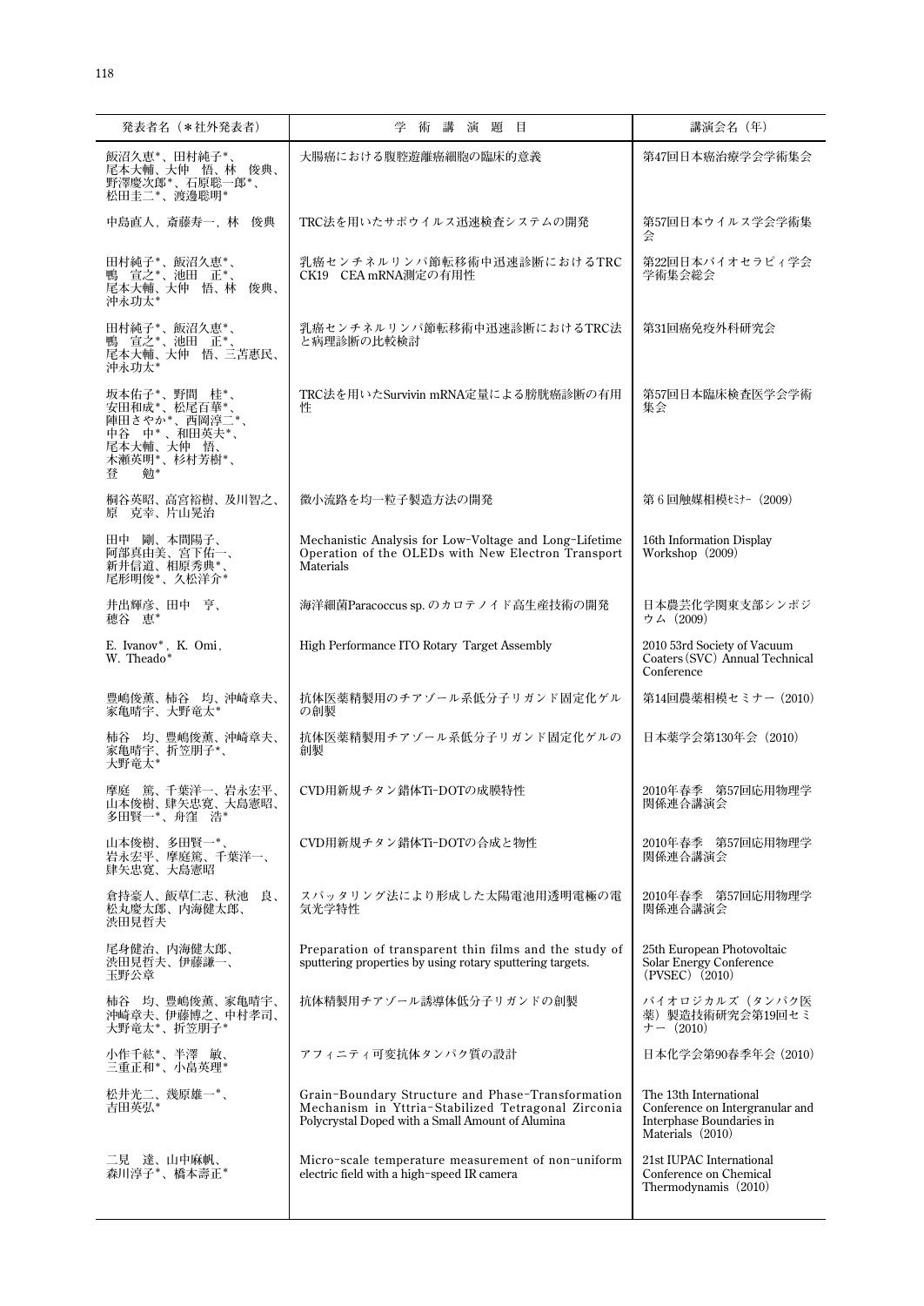| 発表者名（＊社外発表者） | 学　術　講　演　題　目 | 講演会名（年） |
|---|---|---|
| 飯沼久恵*、田村純子*、尾本大輔、大仲　悟、林　俊典、野澤慶次郎*、石原聡一郎*、松田圭二*、渡邉聡明* | 大腸癌における腹腔遊離癌細胞の臨床的意義 | 第47回日本癌治療学会学術集会 |
| 中島直人，斎藤寿一，林　俊典 | TRC法を用いたサポウイルス迅速検査システムの開発 | 第57回日本ウイルス学会学術集会 |
| 田村純子*、飯沼久恵*、鴨　宣之*、池田　正*、尾本大輔、大仲　悟、林　俊典、沖永功太* | 乳癌センチネルリンパ節転移術中迅速診断におけるTRC CK19　CEA mRNA測定の有用性 | 第22回日本バイオセラピィ学会学術集会総会 |
| 田村純子*、飯沼久恵*、鴨　宣之*、池田　正*、尾本大輔、大仲　悟、三苫恵民、沖永功太* | 乳癌センチネルリンパ節転移術中迅速診断におけるTRC法と病理診断の比較検討 | 第31回癌免疫外科研究会 |
| 坂本佑子*、野間　桂*、安田和成*、松尾百華*、陣田さやか*、西岡淳二*、中谷　中*、和田英夫*、尾本大輔、大仲　悟、木瀬英明*、杉村芳樹*、登　　勉* | TRC法を用いたSurvivin mRNA定量による膀胱癌診断の有用性 | 第57回日本臨床検査医学会学術集会 |
| 桐谷英昭、高宮裕樹、及川智之、原　克幸、片山晃治 | 微小流路を均一粒子製造方法の開発 | 第６回触媒相模ｾﾐﾅｰ（2009） |
| 田中　剛、本間陽子、阿部真由美、宮下佑一、新井信道、相原秀典*、尾形明俊*、久松洋介* | Mechanistic Analysis for Low-Voltage and Long-Lifetime Operation of the OLEDs with New Electron Transport Materials | 16th Information Display Workshop（2009） |
| 井出輝彦、田中　亨、穂谷　恵* | 海洋細菌Paracoccus sp. のカロテノイド高生産技術の開発 | 日本農芸化学関東支部シンポジウム（2009） |
| E. Ivanov*，K. Omi，W. Theado* | High Performance ITO Rotary Target Assembly | 2010 53rd Society of Vacuum Coaters（SVC）Annual Technical Conference |
| 豊嶋俊薫、柿谷　均、沖崎章夫、家亀晴宇、大野竜太* | 抗体医薬精製用のチアゾール系低分子リガンド固定化ゲルの創製 | 第14回農薬相模セミナー（2010） |
| 柿谷　均、豊嶋俊薫、沖崎章夫、家亀晴宇、折笠明子*、大野竜太* | 抗体医薬精製用チアゾール系低分子リガンド固定化ゲルの創製 | 日本薬学会第130年会（2010） |
| 摩庭　篤、千葉洋一、岩永宏平、山本俊樹、肆矢忠寛、大島憲昭、多田賢一*、舟窪　浩* | CVD用新規チタン錯体Ti-DOTの成膜特性 | 2010年春季　第57回応用物理学関係連合講演会 |
| 山本俊樹、多田賢一*、岩永宏平、摩庭篤、千葉洋一、肆矢忠寛、大島憲昭 | CVD用新規チタン錯体Ti-DOTの合成と物性 | 2010年春季　第57回応用物理学関係連合講演会 |
| 倉持豪人、飯草仁志、秋池　良、松丸慶太郎、内海健太郎、渋田見哲夫 | スパッタリング法により形成した太陽電池用透明電極の電気光学特性 | 2010年春季　第57回応用物理学関係連合講演会 |
| 尾身健治、内海健太郎、渋田見哲夫、伊藤謙一、玉野公章 | Preparation of transparent thin films and the study of sputtering properties by using rotary sputtering targets. | 25th European Photovoltaic Solar Energy Conference（PVSEC）（2010） |
| 柿谷　均、豊嶋俊薫、家亀晴宇、沖崎章夫、伊藤博之、中村孝司、大野竜太*、折笠明子* | 抗体精製用チアゾール誘導体低分子リガンドの創製 | バイオロジカルズ（タンパク医薬）製造技術研究会第19回セミナー（2010） |
| 小作千紘*、半澤　敏、三重正和*、小畠英理* | アフィニティ可変抗体タンパク質の設計 | 日本化学会第90春季年会（2010） |
| 松井光二、幾原雄一*、吉田英弘* | Grain-Boundary Structure and Phase-Transformation Mechanism in Yttria-Stabilized Tetragonal Zirconia Polycrystal Doped with a Small Amount of Alumina | The 13th International Conference on Intergranular and Interphase Boundaries in Materials（2010） |
| 二見　達、山中麻帆、森川淳子*、橋本壽正* | Micro-scale temperature measurement of non-uniform electric field with a high-speed IR camera | 21st IUPAC International Conference on Chemical Thermodynamis（2010） |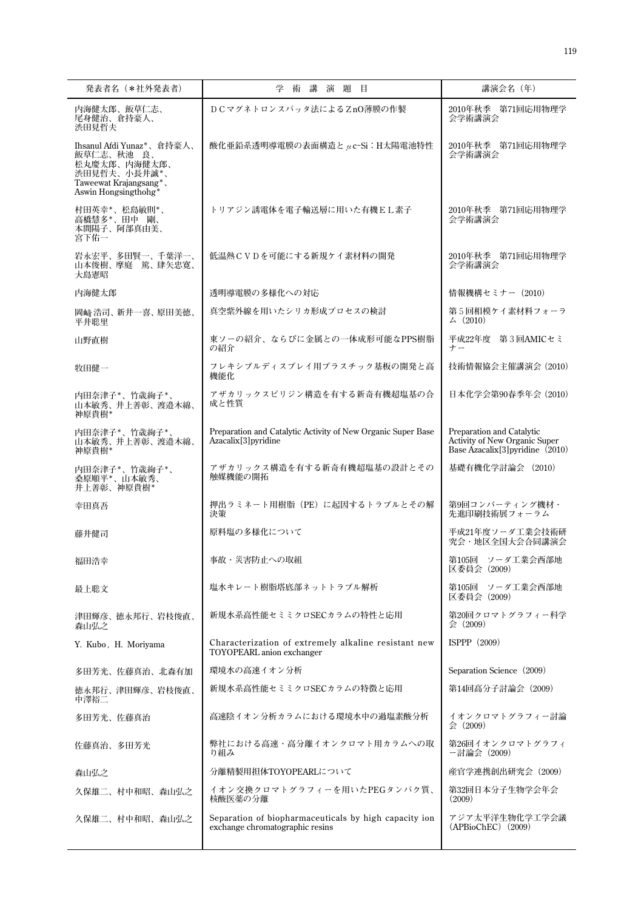| 発表者名（＊社外発表者） | 学　術　講　演　題　目 | 講演会名（年） |
|---|---|---|
| 内海健太郎、飯草仁志、尾身健治、倉持豪人、渋田見哲夫 | ＤＣマグネトロンスパッタ法によるＺnO薄膜の作製 | 2010年秋季　第71回応用物理学会学術講演会 |
| Ihsanul Afdi Yunaz*、倉持豪人、飯草仁志、秋池　良、松丸慶太郎、内海健太郎、渋田見哲夫、小長井誠*、Taweewat Krajangsang*、Aswin Hongsingthohg* | 酸化亜鉛系透明導電膜の表面構造と $\mu$c-Si：H太陽電池特性 | 2010年秋季　第71回応用物理学会学術講演会 |
| 村田英幸*、松島敏則*、高橋慧多*、田中　剛、本間陽子、阿部真由美、宮下佑一 | トリアジン誘電体を電子輸送層に用いた有機ＥＬ素子 | 2010年秋季　第71回応用物理学会学術講演会 |
| 岩永宏平、多田賢一、千葉洋一、山本俊樹、摩庭　篤、肆矢忠寛、大島憲昭 | 低温熱ＣＶＤを可能にする新規ケイ素材料の開発 | 2010年秋季　第71回応用物理学会学術講演会 |
| 内海健太郎 | 透明導電膜の多様化への対応 | 情報機構セミナー（2010） |
| 岡崎浩司、新井一喜、原田美徳、平井聡里 | 真空紫外線を用いたシリカ形成プロセスの検討 | 第５回相模ケイ素材料フォーラム（2010） |
| 山野直樹 | 東ソーの紹介、ならびに金属との一体成形可能なPPS樹脂の紹介 | 平成22年度　第３回AMICセミナー |
| 牧田健一 | フレキシブルディスプレイ用プラスチック基板の開発と高機能化 | 技術情報協会主催講演会（2010） |
| 内田奈津子*、竹歳絢子*、山本敏秀、井上善彰、渡邉木綿、神原貴樹* | アザカリックスピリジン構造を有する新奇有機超塩基の合成と性質 | 日本化学会第90春季年会（2010） |
| 内田奈津子*、竹歳絢子*、山本敏秀、井上善彰、渡邉木綿、神原貴樹* | Preparation and Catalytic Activity of New Organic Super Base Azacalix[3]pyridine | Preparation and Catalytic Activity of New Organic Super Base Azacalix[3]pyridine（2010） |
| 内田奈津子*、竹歳絢子*、桑原順平*、山本敏秀、井上善彰、神原貴樹* | アザカリックス構造を有する新奇有機超塩基の設計とその触媒機能の開拓 | 基礎有機化学討論会（2010） |
| 幸田真吾 | 押出ラミネート用樹脂（PE）に起因するトラブルとその解決策 | 第9回コンバーティング機材・先進印刷技術展フォーラム |
| 藤井健司 | 原料塩の多様化について | 平成21年度ソーダ工業会技術研究会・地区全国大会合同講演会 |
| 福田浩幸 | 事故・災害防止への取組 | 第105回　ソーダ工業会西部地区委員会（2009） |
| 最上聡文 | 塩水キレート樹脂塔底部ネットトラブル解析 | 第105回　ソーダ工業会西部地区委員会（2009） |
| 津田輝彦、徳永邦行、岩枝俊直、森山弘之 | 新規水系高性能セミミクロSECカラムの特性と応用 | 第20回クロマトグラフィー科学会（2009） |
| Y. Kubo，H. Moriyama | Characterization of extremely alkaline resistant new TOYOPEARL anion exchanger | ISPPP（2009） |
| 多田芳光、佐藤真治、北森有加 | 環境水の高速イオン分析 | Separation Science（2009） |
| 徳永邦行、津田輝彦、岩枝俊直、中澤裕二 | 新規水系高性能セミミクロSECカラムの特徴と応用 | 第14回高分子討論会（2009） |
| 多田芳光、佐藤真治 | 高速陰イオン分析カラムにおける環境水中の過塩素酸分析 | イオンクロマトグラフィー討論会（2009） |
| 佐藤真治、多田芳光 | 弊社における高速・高分離イオンクロマト用カラムへの取り組み | 第26回イオンクロマトグラフィー討論会（2009） |
| 森山弘之 | 分離精製用担体TOYOPEARLについて | 産官学連携創出研究会（2009） |
| 久保雄二、村中和昭、森山弘之 | イオン交換クロマトグラフィーを用いたPEGタンパク質、核酸医薬の分離 | 第32回日本分子生物学会年会（2009） |
| 久保雄二、村中和昭、森山弘之 | Separation of biopharmaceuticals by high capacity ion exchange chromatographic resins | アジア太平洋生物化学工学会議（APBioChEC）（2009） |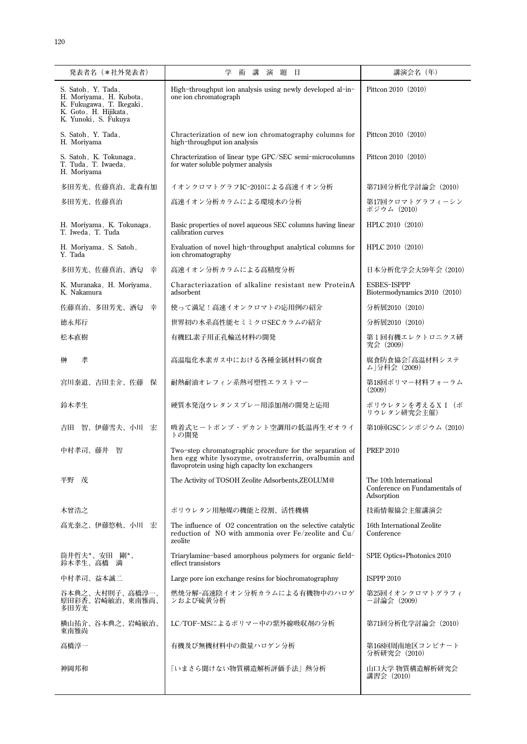| 発表者名（＊社外発表者） | 学　術　講　演　題　目 | 講演会名（年） |
| --- | --- | --- |
| S. Satoh, Y. Tada, H. Moriyama, H. Kubota, K. Fukugawa, T. Ikegaki, K. Goto, H. Hijikata, K. Yunoki, S. Fukuya | High-throughput ion analysis using newly developed al-in-one ion chromatograph | Pittcon 2010（2010） |
| S. Satoh, Y. Tada, H. Moriyama | Chracterization of new ion chromatography columns for high-throughput ion analysis | Pittcon 2010（2010） |
| S. Satoh, K. Tokunaga, T. Tuda, T. Iwaeda, H. Moriyama | Chracterization of linear type GPC/SEC semi-microcolumns for water soluble polymer analysis | Pittcon 2010（2010） |
| 多田芳光、佐藤真治、北森有加 | イオンクロマトグラフIC-2010による高速イオン分析 | 第71回分析化学討論会（2010） |
| 多田芳光、佐藤真治 | 高速イオン分析カラムによる環境水の分析 | 第17回クロマトグラフィーシンポジウム（2010） |
| H. Moriyama, K. Tokunaga, T. Iweda, T. Tuda | Basic properties of novel aqueous SEC columns having linear calibration curves | HPLC 2010（2010） |
| H. Moriyama, S. Satoh, Y. Tada | Evaluation of novel high-throughput analytical columns for ion chromatography | HPLC 2010（2010） |
| 多田芳光、佐藤真治、酒匂　幸 | 高速イオン分析カラムによる高精度分析 | 日本分析化学会大59年会（2010） |
| K. Muranaka, H. Moriyama, K. Nakamura | Characteriazation of alkaline resistant new ProteinA adsorbent | ESBES-ISPPP Biotermodynamics 2010（2010） |
| 佐藤真治、多田芳光、酒匂　幸 | 使って満足！高速イオンクロマトの応用例の紹介 | 分析展2010（2010） |
| 徳永邦行 | 世界初の水系高性能セミミクロSECカラムの紹介 | 分析展2010（2010） |
| 松本直樹 | 有機EL素子用正孔輸送材料の開発 | 第１回有機エレクトロニクス研究会（2009） |
| 榊　　孝 | 高温塩化水素ガス中における各種金属材料の腐食 | 腐食防食協会「高温材料システム」分科会（2009） |
| 宮川泰道、吉田圭介、佐藤　保 | 耐熱耐油オレフィン系熱可塑性エラストマー | 第18回ポリマー材料フォーラム（2009） |
| 鈴木孝生 | 硬質水発泡ウレタンスプレー用添加剤の開発と応用 | ポリウレタンを考えるＸＩ（ポリウレタン研究会主催） |
| 吉田　智、伊藤雪夫、小川　宏 | 吸着式ヒートポンプ・デカント空調用の低温再生ゼオライトの開発 | 第10回GSCシンポジウム（2010） |
| 中村孝司、藤井　智 | Two-step chromatographic procedure for the separation of hen egg white lysozyme, ovotransferrin, ovalbumin and flavoprotein using high capaclty lon exchangers | PREP 2010 |
| 平野　茂 | The Activity of TOSOH Zeolite Adsorbents,ZEOLUM@ | The 10th lnternational Conference on Fundamentals of Adsorption |
| 木曽浩之 | ポリウレタン用触媒の機能と役割、活性機構 | 技術情報協会主催講演会 |
| 高光泰之、伊藤悠軌、小川　宏 | The influence of O2 concentration on the selective catalytic reduction of NO with ammonia over Fe/zeolite and Cu/zeolite | 16th International Zeolite Conference |
| 筒井哲夫*、安田　剛*、鈴木孝生、高橋　満 | Triarylamine-based amorphous polymers for organic field-effect transistors | SPIE Optics+Photonics 2010 |
| 中村孝司、益本誠二 | Large pore ion exchange resins for biochromatographny | ISPPP 2010 |
| 谷本典之、大村則子、高橋淳一、原田彩香、岩崎敏治、東南雅尚、多田芳光 | 燃焼分解-高速陰イオン分析カラムによる有機物中のハロゲンおよび硫黄分析 | 第25回イオンクロマトグラフィー討論会（2009） |
| 横山祐介、谷本典之、岩崎敏治、東南雅尚 | LC/TOF-MSによるポリマー中の紫外線吸収剤の分析 | 第71回分析化学討論会（2010） |
| 高橋淳一 | 有機及び無機材料中の微量ハロゲン分析 | 第168回周南地区コンビナート分析研究会（2010） |
| 神岡邦和 | 「いまさら聞けない物質構造解析評価手法」熱分析 | 山口大学 物質構造解析研究会講習会（2010） |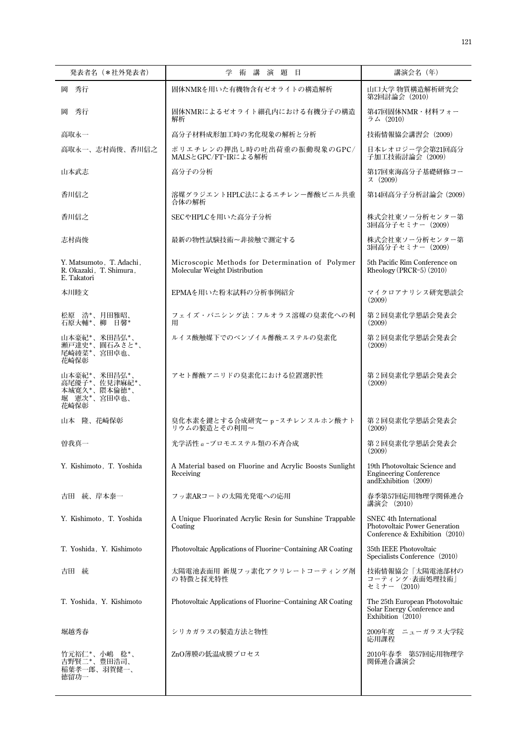| 発表者名（＊社外発表者） | 学 術 講 演 題 目 | 講演会名（年） |
|---|---|---|
| 岡　秀行 | 固体NMRを用いた有機物含有ゼオライトの構造解析 | 山口大学 物質構造解析研究会 第2回討論会（2010） |
| 岡　秀行 | 固体NMRによるゼオライト細孔内における有機分子の構造解析 | 第47回固体NMR・材料フォーラム（2010） |
| 高取永一 | 高分子材料成形加工時の劣化現象の解析と分析 | 技術情報協会講習会（2009） |
| 高取永一、志村尚俊、香川信之 | ポリエチレンの押出し時の吐出荷重の振動現象のGPC/MALSとGPC/FT-IRによる解析 | 日本レオロジー学会第21回高分子加工技術討論会（2009） |
| 山本武志 | 高分子の分析 | 第17回東海高分子基礎研修コース（2009） |
| 香川信之 | 溶媒グラジエントHPLC法によるエチレン－酢酸ビニル共重合体の解析 | 第14回高分子分析討論会（2009） |
| 香川信之 | SECやHPLCを用いた高分子分析 | 株式会社東ソー分析センター第3回高分子セミナー（2009） |
| 志村尚俊 | 最新の物性試験技術～非接触で測定する | 株式会社東ソー分析センター第3回高分子セミナー（2009） |
| Y. Matsumoto, T. Adachi, R. Okazaki, T. Shimura, E. Takatori | Microscopic Methods for Determination of Polymer Molecular Weight Distribution | 5th Pacific Rim Conference on Rheology（PRCR-5）(2010) |
| 本川睦文 | EPMAを用いた粉末試料の分析事例紹介 | マイクロアナリシス研究懇談会（2009） |
| 松原　浩*、月田雅昭、石原大輔*、柳　日馨* | フェイズ・バニシング法：フルオラス溶媒の臭素化への利用 | 第２回臭素化学懇話会発表会（2009） |
| 山本豪紀*、米田昌弘*、瀬戸達史*、圓石みさと*、尾崎綾菜*、宮田卓也、花崎保彰 | ルイス酸触媒下でのベンゾイル酢酸エステルの臭素化 | 第２回臭素化学懇話会発表会（2009） |
| 山本豪紀*、米田昌弘*、高尾優子*、佐見津麻紀*、本城寛久*、隈本倫徳*、堀　憲次*、宮田卓也、花崎保彰 | アセト酢酸アニリドの臭素化における位置選択性 | 第２回臭素化学懇話会発表会（2009） |
| 山本　隆、花崎保彰 | 臭化水素を鍵とする合成研究～ｐ-スチレンスルホン酸ナトリウムの製造とその利用～ | 第２回臭素化学懇話会発表会（2009） |
| 曽我真一 | 光学活性α-ブロモエステル類の不斉合成 | 第２回臭素化学懇話会発表会（2009） |
| Y. Kishimoto, T. Yoshida | A Material based on Fluorine and Acrylic Boosts Sunlight Receiving | 19th Photovoltaic Science and Engineering Conference andExhibition（2009） |
| 吉田　統、岸本泰一 | フッ素ARコートの太陽光発電への応用 | 春季第57回応用物理学関係連合講演会（2010） |
| Y. Kishimoto, T. Yoshida | A Unique Fluorinated Acrylic Resin for Sunshine Trappable Coating | SNEC 4th International Photovoltaic Power Generation Conference & Exhibition（2010） |
| T. Yoshida, Y. Kishimoto | Photovoltaic Applications of Fluorine-Containing AR Coating | 35th IEEE Photovoltaic Specialists Conference（2010） |
| 吉田　統 | 太陽電池表面用 新規フッ素化アクリレートコーティング剤の 特徴と採光特性 | 技術情報協会「太陽電池部材のコーティング･表面処理技術」セミナー（2010） |
| T. Yoshida, Y. Kishimoto | Photovoltaic Applications of Fluorine-Containing AR Coating | The 25th European Photovoltaic Solar Energy Conference and Exhibition（2010） |
| 堀越秀春 | シリカガラスの製造方法と物性 | 2009年度　ニューガラス大学院応用課程 |
| 竹元裕仁*、小嶋　稔*、吉野賢二*、豊田浩司、稲葉孝一郎、羽賀健一、徳留功一 | ZnO薄膜の低温成膜プロセス | 2010年春季　第57回応用物理学関係連合講演会 |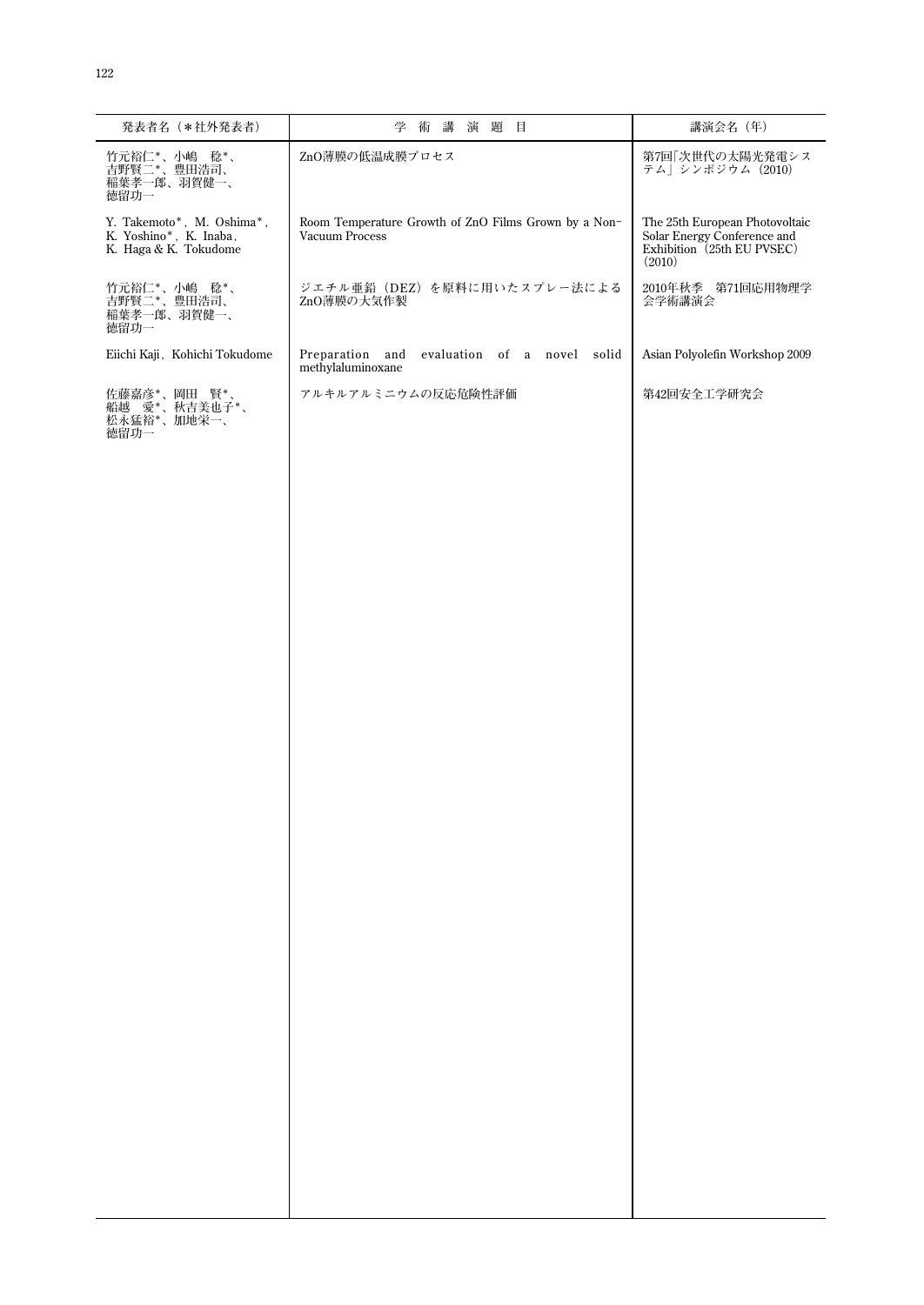| 発表者名（＊社外発表者） | 学　術　講　演　題　目 | 講演会名（年） |
| --- | --- | --- |
| 竹元裕仁*、小嶋　稔*、吉野賢二*、豊田浩司、稲葉孝一郎、羽賀健一、徳留功一 | ZnO薄膜の低温成膜プロセス | 第7回「次世代の太陽光発電システム」シンポジウム（2010） |
| Y. Takemoto*, M. Oshima*, K. Yoshino*, K. Inaba, K. Haga & K. Tokudome | Room Temperature Growth of ZnO Films Grown by a Non-Vacuum Process | The 25th European Photovoltaic Solar Energy Conference and Exhibition（25th EU PVSEC）（2010） |
| 竹元裕仁*、小嶋　稔*、吉野賢二*、豊田浩司、稲葉孝一郎、羽賀健一、徳留功一 | ジエチル亜鉛（DEZ）を原料に用いたスプレー法によるZnO薄膜の大気作製 | 2010年秋季　第71回応用物理学会学術講演会 |
| Eiichi Kaji, Kohichi Tokudome | Preparation and evaluation of a novel solid methylaluminoxane | Asian Polyolefin Workshop 2009 |
| 佐藤嘉彦*、岡田　賢*、船越　愛*、秋吉美也子*、松永猛裕*、加地栄一、徳留功一 | アルキルアルミニウムの反応危険性評価 | 第42回安全工学研究会 |